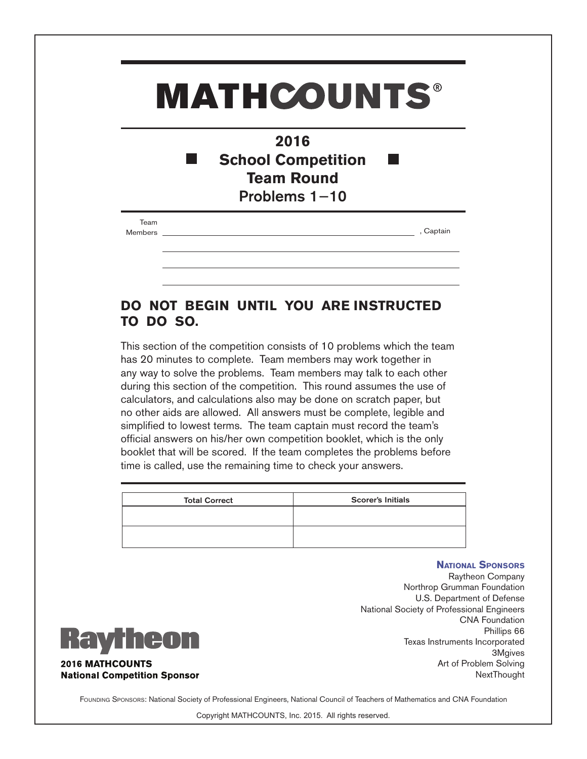# MATHCOUNTS®

## 2016
## School Competition
## Team Round
## Problems 1−10

Team Members ______________________________, Captain

______________________________

______________________________

______________________________

## DO NOT BEGIN UNTIL YOU ARE INSTRUCTED TO DO SO.

This section of the competition consists of 10 problems which the team has 20 minutes to complete. Team members may work together in any way to solve the problems. Team members may talk to each other during this section of the competition. This round assumes the use of calculators, and calculations also may be done on scratch paper, but no other aids are allowed. All answers must be complete, legible and simplified to lowest terms. The team captain must record the team's official answers on his/her own competition booklet, which is the only booklet that will be scored. If the team completes the problems before time is called, use the remaining time to check your answers.

| Total Correct | Scorer's Initials |
| --- | --- |
| | |
| | |

**National Sponsors**

Raytheon Company
Northrop Grumman Foundation
U.S. Department of Defense
National Society of Professional Engineers
CNA Foundation
Phillips 66
Texas Instruments Incorporated
3Mgives
Art of Problem Solving
NextThought

Raytheon
**2016 MATHCOUNTS National Competition Sponsor**

Founding Sponsors: National Society of Professional Engineers, National Council of Teachers of Mathematics and CNA Foundation

Copyright MATHCOUNTS, Inc. 2015. All rights reserved.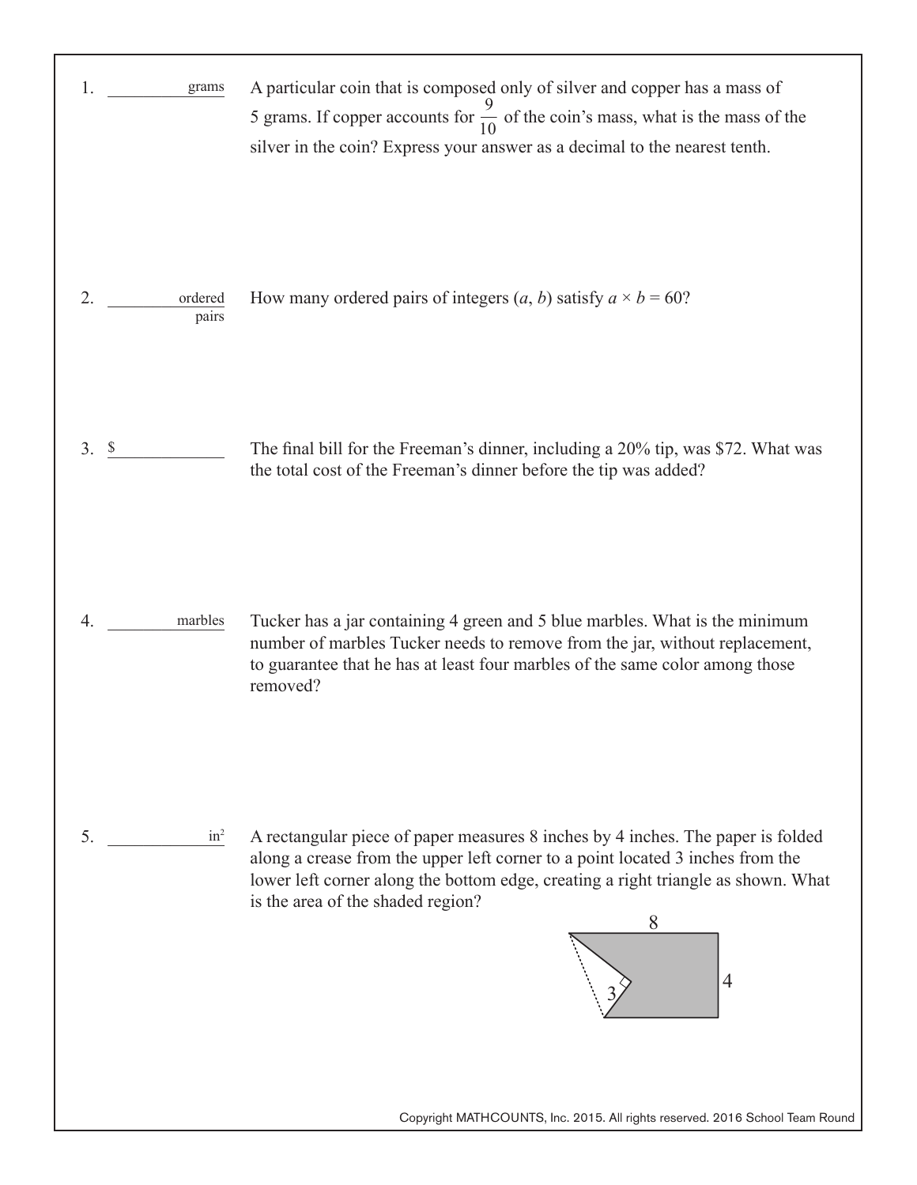1. __________ grams

A particular coin that is composed only of silver and copper has a mass of 5 grams. If copper accounts for $\frac{9}{10}$ of the coin's mass, what is the mass of the silver in the coin? Express your answer as a decimal to the nearest tenth.

2. __________ ordered pairs

How many ordered pairs of integers $(a, b)$ satisfy $a \times b = 60$?

3. $ __________

The final bill for the Freeman's dinner, including a 20% tip, was $72. What was the total cost of the Freeman's dinner before the tip was added?

4. __________ marbles

Tucker has a jar containing 4 green and 5 blue marbles. What is the minimum number of marbles Tucker needs to remove from the jar, without replacement, to guarantee that he has at least four marbles of the same color among those removed?

5. __________ $\text{in}^2$

A rectangular piece of paper measures 8 inches by 4 inches. The paper is folded along a crease from the upper left corner to a point located 3 inches from the lower left corner along the bottom edge, creating a right triangle as shown. What is the area of the shaded region?

Copyright MATHCOUNTS, Inc. 2015. All rights reserved. 2016 School Team Round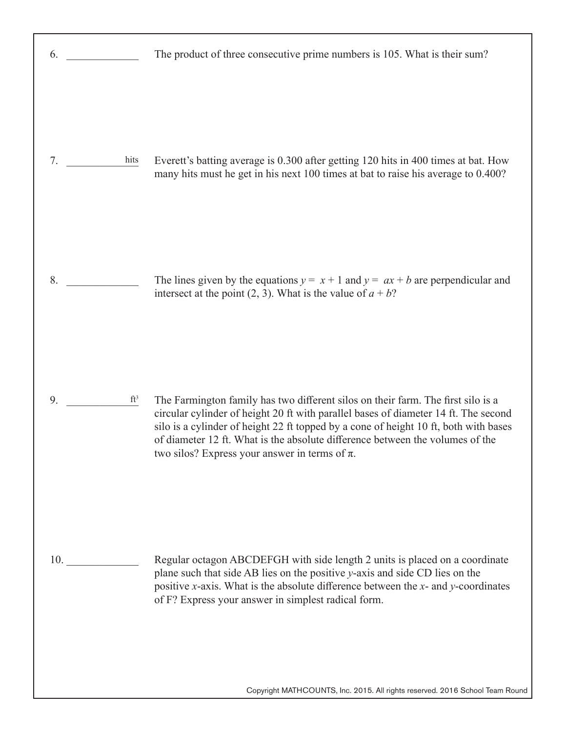6. _____________ The product of three consecutive prime numbers is 105. What is their sum?

7. ____________ hits Everett's batting average is 0.300 after getting 120 hits in 400 times at bat. How many hits must he get in his next 100 times at bat to raise his average to 0.400?

8. _____________ The lines given by the equations $y = x + 1$ and $y = ax + b$ are perpendicular and intersect at the point (2, 3). What is the value of $a + b$?

9. ____________ $ft^3$ The Farmington family has two different silos on their farm. The first silo is a circular cylinder of height 20 ft with parallel bases of diameter 14 ft. The second silo is a cylinder of height 22 ft topped by a cone of height 10 ft, both with bases of diameter 12 ft. What is the absolute difference between the volumes of the two silos? Express your answer in terms of π.

10. _____________ Regular octagon ABCDEFGH with side length 2 units is placed on a coordinate plane such that side AB lies on the positive $y$-axis and side CD lies on the positive $x$-axis. What is the absolute difference between the $x$- and $y$-coordinates of F? Express your answer in simplest radical form.

Copyright MATHCOUNTS, Inc. 2015. All rights reserved. 2016 School Team Round